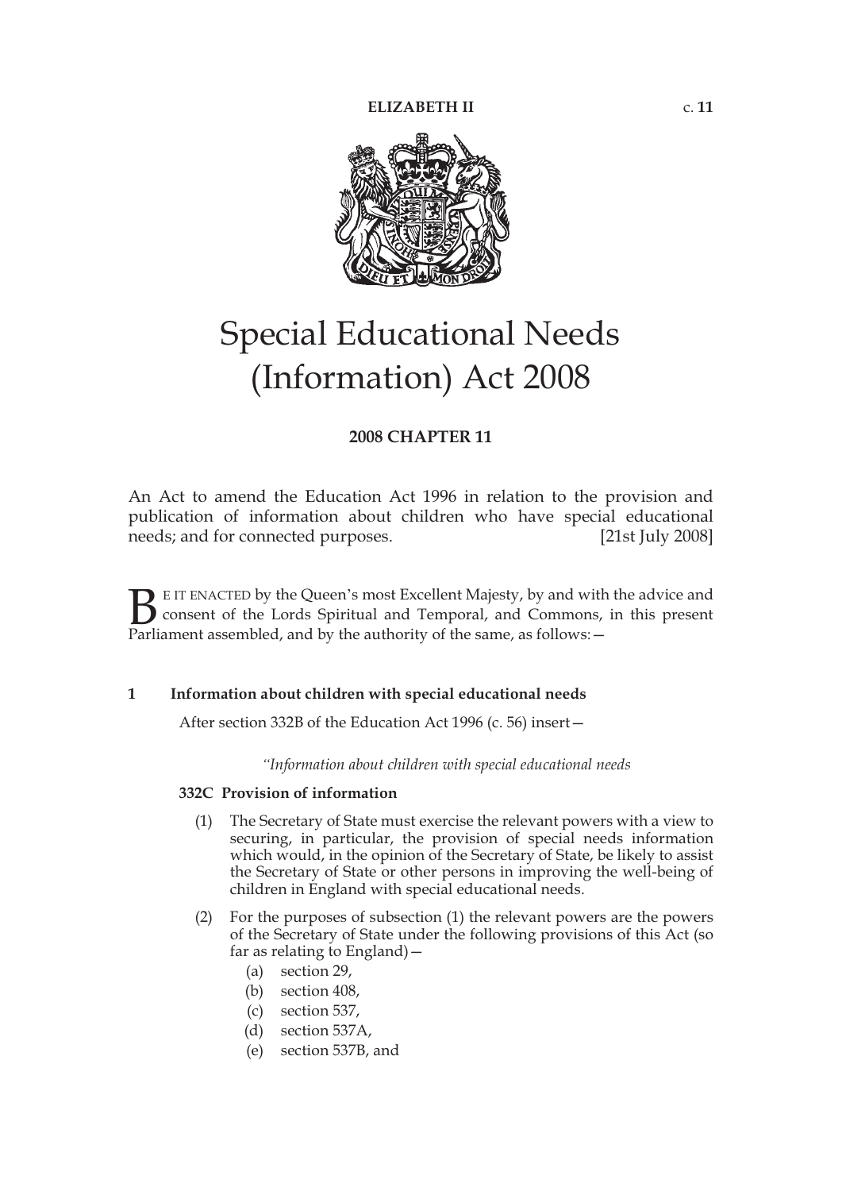ELIZABETH II c. 11

# Special Educational Needs (Information) Act 2008

**2008 CHAPTER 11**

An Act to amend the Education Act 1996 in relation to the provision and publication of information about children who have special educational needs; and for connected purposes. [21st July 2008]

BE IT ENACTED by the Queen's most Excellent Majesty, by and with the advice and consent of the Lords Spiritual and Temporal, and Commons, in this present Parliament assembled, and by the authority of the same, as follows:—

**1 Information about children with special educational needs**

After section 332B of the Education Act 1996 (c. 56) insert—

*"Information about children with special educational needs*

**332C Provision of information**

(1) The Secretary of State must exercise the relevant powers with a view to securing, in particular, the provision of special needs information which would, in the opinion of the Secretary of State, be likely to assist the Secretary of State or other persons in improving the well-being of children in England with special educational needs.

(2) For the purposes of subsection (1) the relevant powers are the powers of the Secretary of State under the following provisions of this Act (so far as relating to England)—

- (a) section 29,
- (b) section 408,
- (c) section 537,
- (d) section 537A,
- (e) section 537B, and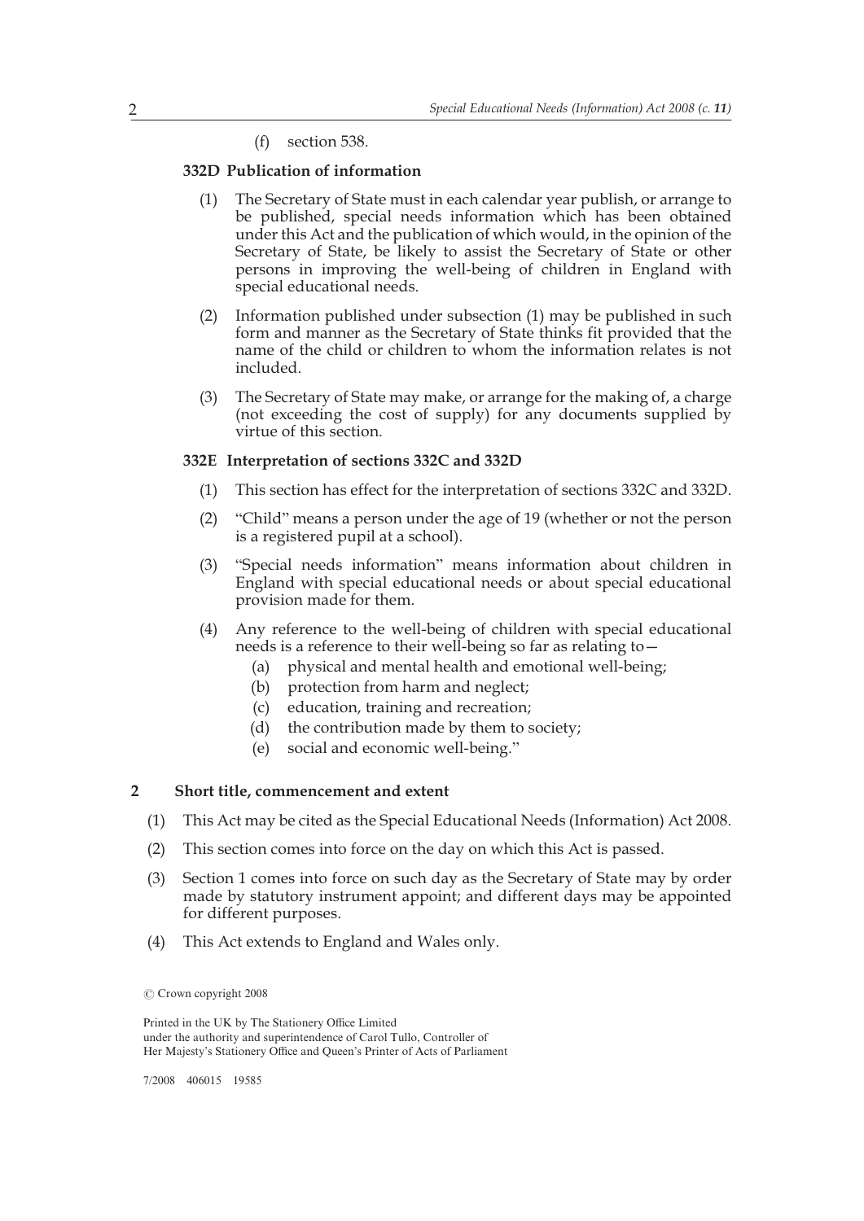(f) section 538.

**332D Publication of information**

(1) The Secretary of State must in each calendar year publish, or arrange to be published, special needs information which has been obtained under this Act and the publication of which would, in the opinion of the Secretary of State, be likely to assist the Secretary of State or other persons in improving the well-being of children in England with special educational needs.

(2) Information published under subsection (1) may be published in such form and manner as the Secretary of State thinks fit provided that the name of the child or children to whom the information relates is not included.

(3) The Secretary of State may make, or arrange for the making of, a charge (not exceeding the cost of supply) for any documents supplied by virtue of this section.

**332E Interpretation of sections 332C and 332D**

(1) This section has effect for the interpretation of sections 332C and 332D.

(2) "Child" means a person under the age of 19 (whether or not the person is a registered pupil at a school).

(3) "Special needs information" means information about children in England with special educational needs or about special educational provision made for them.

(4) Any reference to the well-being of children with special educational needs is a reference to their well-being so far as relating to—

(a) physical and mental health and emotional well-being;

(b) protection from harm and neglect;

(c) education, training and recreation;

(d) the contribution made by them to society;

(e) social and economic well-being."

**2 Short title, commencement and extent**

(1) This Act may be cited as the Special Educational Needs (Information) Act 2008.

(2) This section comes into force on the day on which this Act is passed.

(3) Section 1 comes into force on such day as the Secretary of State may by order made by statutory instrument appoint; and different days may be appointed for different purposes.

(4) This Act extends to England and Wales only.

© Crown copyright 2008

Printed in the UK by The Stationery Office Limited
under the authority and superintendence of Carol Tullo, Controller of
Her Majesty's Stationery Office and Queen's Printer of Acts of Parliament

7/2008 406015 19585